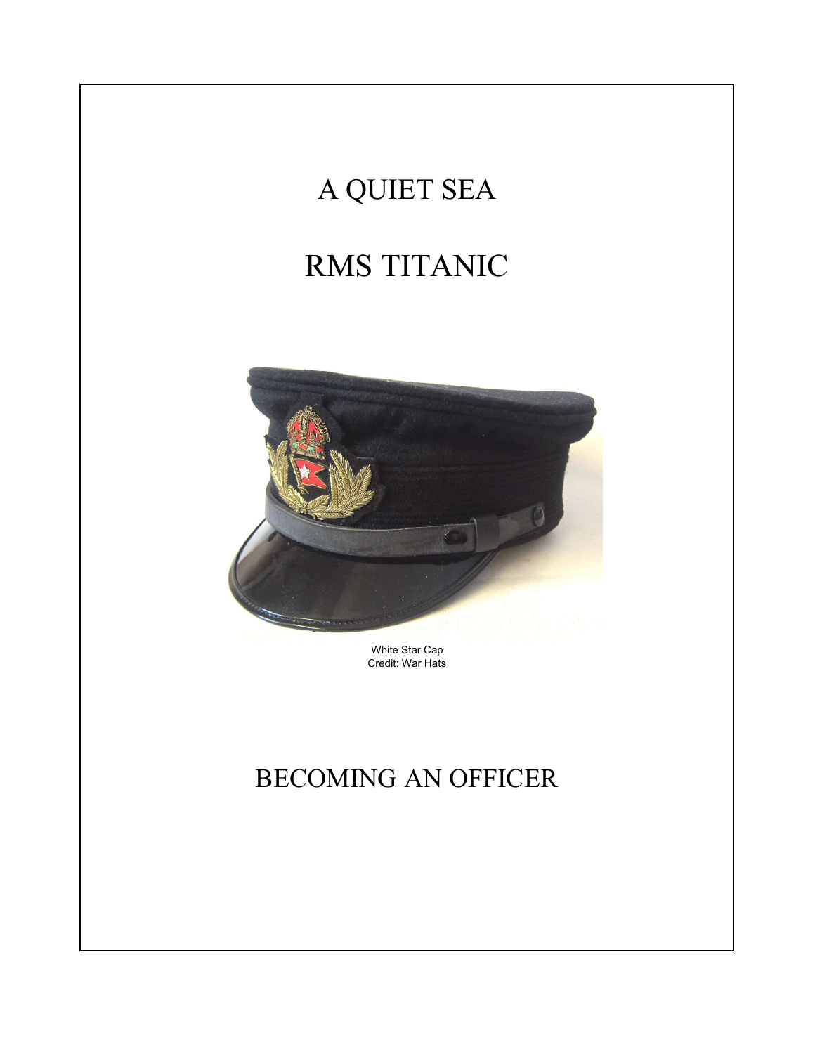# A QUIET SEA

# RMS TITANIC

White Star Cap
Credit: War Hats

# BECOMING AN OFFICER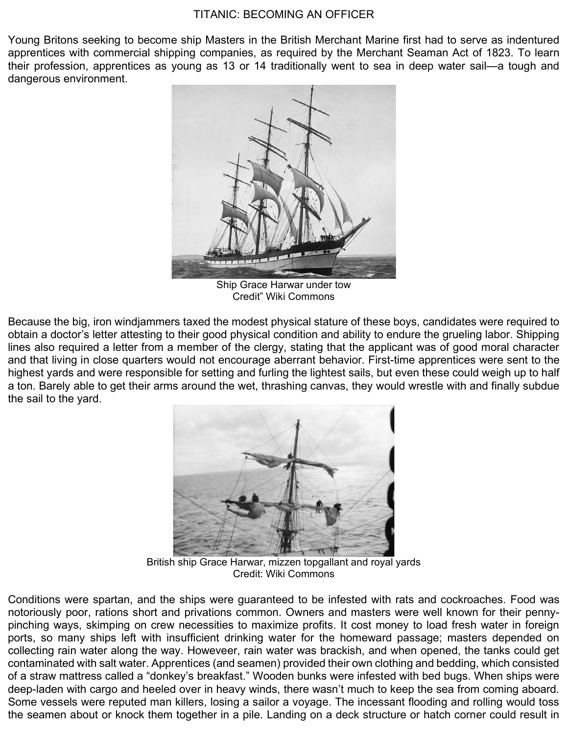TITANIC: BECOMING AN OFFICER

Young Britons seeking to become ship Masters in the British Merchant Marine first had to serve as indentured apprentices with commercial shipping companies, as required by the Merchant Seaman Act of 1823. To learn their profession, apprentices as young as 13 or 14 traditionally went to sea in deep water sail—a tough and dangerous environment.

Ship Grace Harwar under tow
Credit" Wiki Commons

Because the big, iron windjammers taxed the modest physical stature of these boys, candidates were required to obtain a doctor's letter attesting to their good physical condition and ability to endure the grueling labor. Shipping lines also required a letter from a member of the clergy, stating that the applicant was of good moral character and that living in close quarters would not encourage aberrant behavior. First-time apprentices were sent to the highest yards and were responsible for setting and furling the lightest sails, but even these could weigh up to half a ton. Barely able to get their arms around the wet, thrashing canvas, they would wrestle with and finally subdue the sail to the yard.

British ship Grace Harwar, mizzen topgallant and royal yards
Credit: Wiki Commons

Conditions were spartan, and the ships were guaranteed to be infested with rats and cockroaches. Food was notoriously poor, rations short and privations common. Owners and masters were well known for their penny-pinching ways, skimping on crew necessities to maximize profits. It cost money to load fresh water in foreign ports, so many ships left with insufficient drinking water for the homeward passage; masters depended on collecting rain water along the way. Howeveer, rain water was brackish, and when opened, the tanks could get contaminated with salt water. Apprentices (and seamen) provided their own clothing and bedding, which consisted of a straw mattress called a "donkey's breakfast." Wooden bunks were infested with bed bugs. When ships were deep-laden with cargo and heeled over in heavy winds, there wasn't much to keep the sea from coming aboard. Some vessels were reputed man killers, losing a sailor a voyage. The incessant flooding and rolling would toss the seamen about or knock them together in a pile. Landing on a deck structure or hatch corner could result in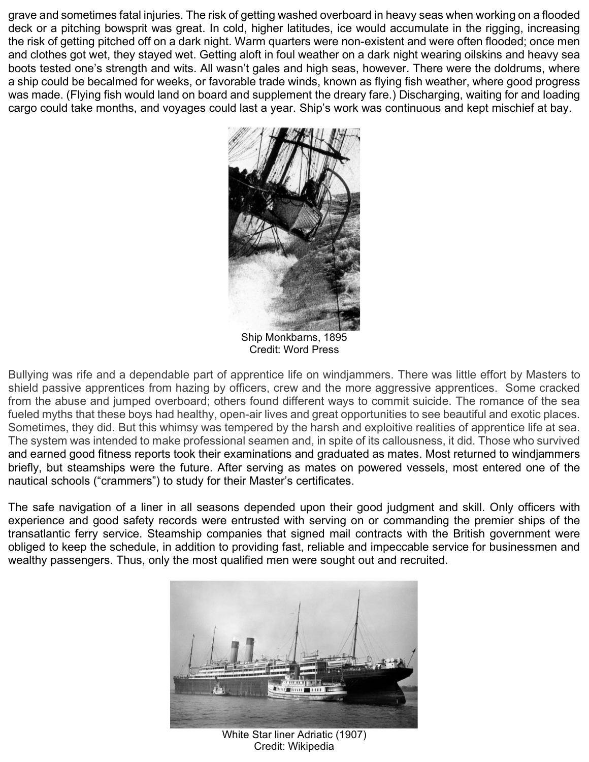grave and sometimes fatal injuries. The risk of getting washed overboard in heavy seas when working on a flooded deck or a pitching bowsprit was great. In cold, higher latitudes, ice would accumulate in the rigging, increasing the risk of getting pitched off on a dark night. Warm quarters were non-existent and were often flooded; once men and clothes got wet, they stayed wet. Getting aloft in foul weather on a dark night wearing oilskins and heavy sea boots tested one's strength and wits. All wasn't gales and high seas, however. There were the doldrums, where a ship could be becalmed for weeks, or favorable trade winds, known as flying fish weather, where good progress was made. (Flying fish would land on board and supplement the dreary fare.) Discharging, waiting for and loading cargo could take months, and voyages could last a year. Ship's work was continuous and kept mischief at bay.

Ship Monkbarns, 1895
Credit: Word Press

Bullying was rife and a dependable part of apprentice life on windjammers. There was little effort by Masters to shield passive apprentices from hazing by officers, crew and the more aggressive apprentices. Some cracked from the abuse and jumped overboard; others found different ways to commit suicide. The romance of the sea fueled myths that these boys had healthy, open-air lives and great opportunities to see beautiful and exotic places. Sometimes, they did. But this whimsy was tempered by the harsh and exploitive realities of apprentice life at sea. The system was intended to make professional seamen and, in spite of its callousness, it did. Those who survived and earned good fitness reports took their examinations and graduated as mates. Most returned to windjammers briefly, but steamships were the future. After serving as mates on powered vessels, most entered one of the nautical schools ("crammers") to study for their Master's certificates.

The safe navigation of a liner in all seasons depended upon their good judgment and skill. Only officers with experience and good safety records were entrusted with serving on or commanding the premier ships of the transatlantic ferry service. Steamship companies that signed mail contracts with the British government were obliged to keep the schedule, in addition to providing fast, reliable and impeccable service for businessmen and wealthy passengers. Thus, only the most qualified men were sought out and recruited.

White Star liner Adriatic (1907)
Credit: Wikipedia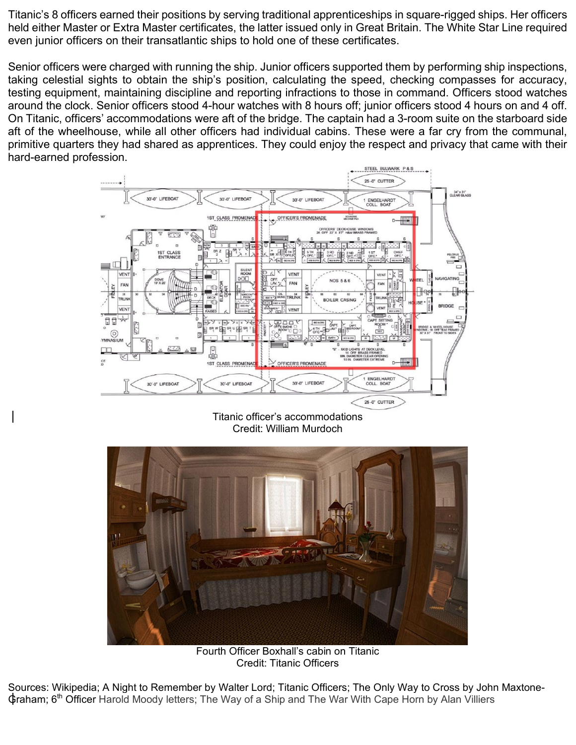Titanic's 8 officers earned their positions by serving traditional apprenticeships in square-rigged ships. Her officers held either Master or Extra Master certificates, the latter issued only in Great Britain. The White Star Line required even junior officers on their transatlantic ships to hold one of these certificates.

Senior officers were charged with running the ship. Junior officers supported them by performing ship inspections, taking celestial sights to obtain the ship's position, calculating the speed, checking compasses for accuracy, testing equipment, maintaining discipline and reporting infractions to those in command. Officers stood watches around the clock. Senior officers stood 4-hour watches with 8 hours off; junior officers stood 4 hours on and 4 off. On Titanic, officers' accommodations were aft of the bridge. The captain had a 3-room suite on the starboard side aft of the wheelhouse, while all other officers had individual cabins. These were a far cry from the communal, primitive quarters they had shared as apprentices. They could enjoy the respect and privacy that came with their hard-earned profession.

Titanic officer's accommodations
Credit: William Murdoch

Fourth Officer Boxhall's cabin on Titanic
Credit: Titanic Officers

Sources: Wikipedia; A Night to Remember by Walter Lord; Titanic Officers; The Only Way to Cross by John Maxtone-Graham; 6th Officer Harold Moody letters; The Way of a Ship and The War With Cape Horn by Alan Villiers